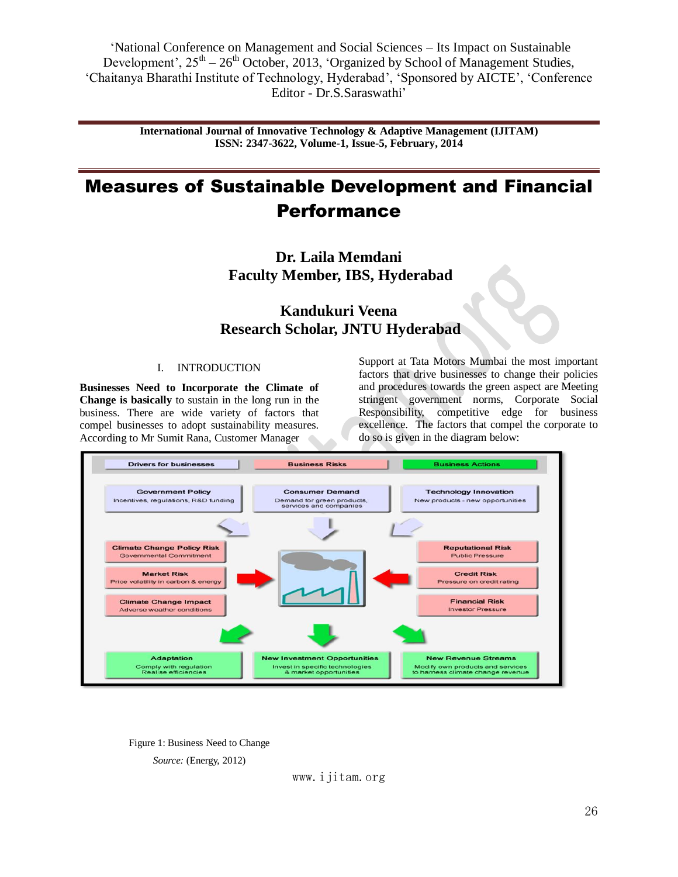'National Conference on Management and Social Sciences – Its Impact on Sustainable Development', 25th – 26th October, 2013, 'Organized by School of Management Studies, 'Chaitanya Bharathi Institute of Technology, Hyderabad', 'Sponsored by AICTE', 'Conference Editor - Dr.S.Saraswathi'

**International Journal of Innovative Technology & Adaptive Management (IJITAM)**
**ISSN: 2347-3622, Volume-1, Issue-5, February, 2014**

# Measures of Sustainable Development and Financial Performance

**Dr. Laila Memdani**
**Faculty Member, IBS, Hyderabad**

**Kandukuri Veena**
**Research Scholar, JNTU Hyderabad**

## I. INTRODUCTION

**Businesses Need to Incorporate the Climate of Change is basically** to sustain in the long run in the business. There are wide variety of factors that compel businesses to adopt sustainability measures. According to Mr Sumit Rana, Customer Manager Support at Tata Motors Mumbai the most important factors that drive businesses to change their policies and procedures towards the green aspect are Meeting stringent government norms, Corporate Social Responsibility, competitive edge for business excellence. The factors that compel the corporate to do so is given in the diagram below:

| Drivers for businesses | Business Risks | Business Actions |
|---|---|---|
| **Government Policy** Incentives, regulations, R&D funding | **Consumer Demand** Demand for green products, services and companies | **Technology Innovation** New products - new opportunities |
| **Climate Change Policy Risk** Governmental Commitment | | **Reputational Risk** Public Pressure |
| **Market Risk** Price volatility in carbon & energy | | **Credit Risk** Pressure on credit rating |
| **Climate Change Impact** Adverse weather conditions | | **Financial Risk** Investor Pressure |
| **Adaptation** Comply with regulation Realise efficiencies | **New Investment Opportunities** Invest in specific technologies & market opportunities | **New Revenue Streams** Modify own products and services to harness climate change revenue |

Figure 1: Business Need to Change

*Source:* (Energy, 2012)

www.ijitam.org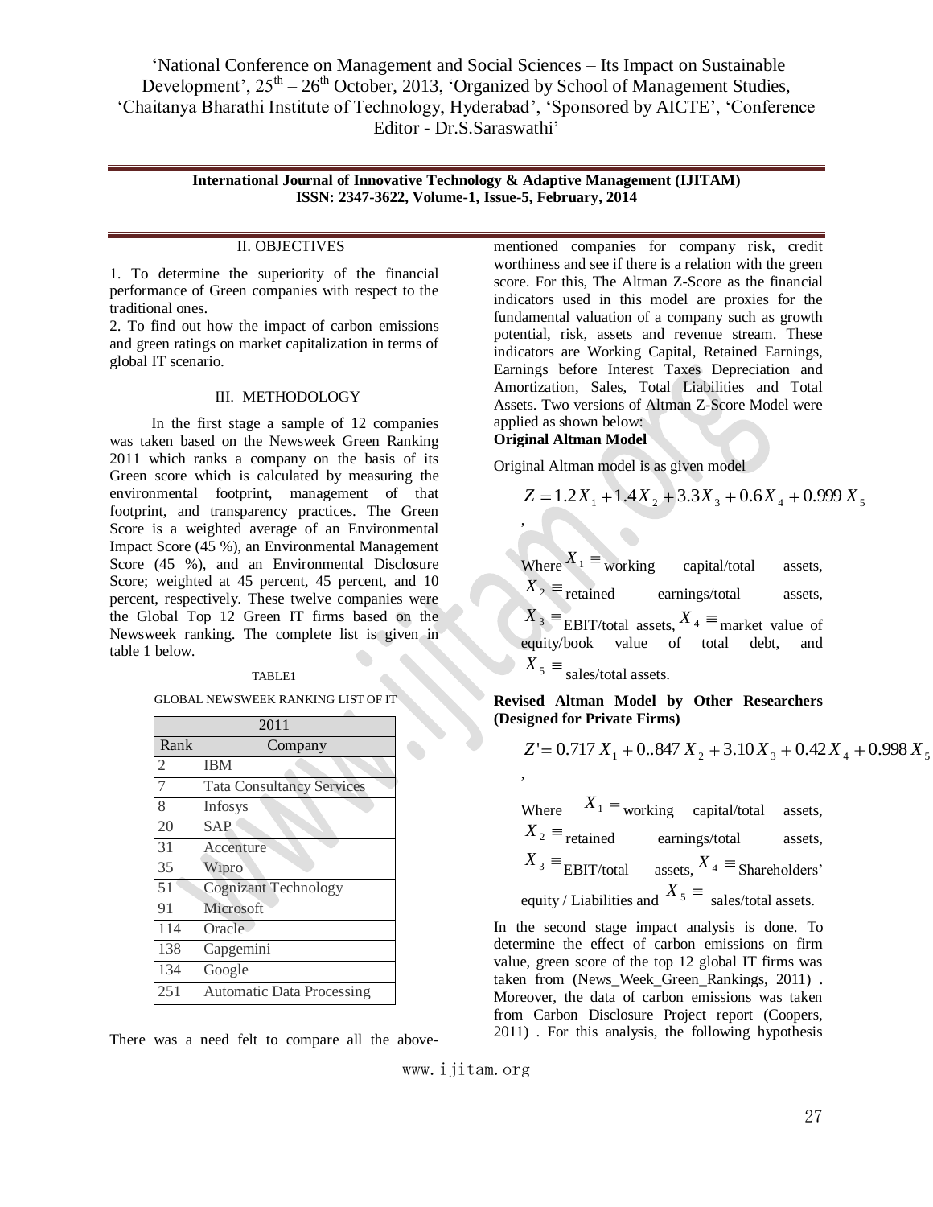## II. OBJECTIVES

1. To determine the superiority of the financial performance of Green companies with respect to the traditional ones.
2. To find out how the impact of carbon emissions and green ratings on market capitalization in terms of global IT scenario.

## III. METHODOLOGY

In the first stage a sample of 12 companies was taken based on the Newsweek Green Ranking 2011 which ranks a company on the basis of its Green score which is calculated by measuring the environmental footprint, management of that footprint, and transparency practices. The Green Score is a weighted average of an Environmental Impact Score (45 %), an Environmental Management Score (45 %), and an Environmental Disclosure Score; weighted at 45 percent, 45 percent, and 10 percent, respectively. These twelve companies were the Global Top 12 Green IT firms based on the Newsweek ranking. The complete list is given in table 1 below.

TABLE1

GLOBAL NEWSWEEK RANKING LIST OF IT

| 2011 | |
|---|---|
| Rank | Company |
| 2 | IBM |
| 7 | Tata Consultancy Services |
| 8 | Infosys |
| 20 | SAP |
| 31 | Accenture |
| 35 | Wipro |
| 51 | Cognizant Technology |
| 91 | Microsoft |
| 114 | Oracle |
| 138 | Capgemini |
| 134 | Google |
| 251 | Automatic Data Processing |

There was a need felt to compare all the above-mentioned companies for company risk, credit worthiness and see if there is a relation with the green score. For this, The Altman Z-Score as the financial indicators used in this model are proxies for the fundamental valuation of a company such as growth potential, risk, assets and revenue stream. These indicators are Working Capital, Retained Earnings, Earnings before Interest Taxes Depreciation and Amortization, Sales, Total Liabilities and Total Assets. Two versions of Altman Z-Score Model were applied as shown below:

**Original Altman Model**

Original Altman model is as given model

$$Z = 1.2X_1 + 1.4X_2 + 3.3X_3 + 0.6X_4 + 0.999X_5$$

,

Where $X_1 \equiv$ working capital/total assets, $X_2 \equiv$ retained earnings/total assets, $X_3 \equiv$ EBIT/total assets, $X_4 \equiv$ market value of equity/book value of total debt, and $X_5 \equiv$ sales/total assets.

**Revised Altman Model by Other Researchers (Designed for Private Firms)**

$$Z' = 0.717X_1 + 0..847X_2 + 3.10X_3 + 0.42X_4 + 0.998X_5$$

,

Where $X_1 \equiv$ working capital/total assets, $X_2 \equiv$ retained earnings/total assets, $X_3 \equiv$ EBIT/total assets, $X_4 \equiv$ Shareholders' equity / Liabilities and $X_5 \equiv$ sales/total assets.

In the second stage impact analysis is done. To determine the effect of carbon emissions on firm value, green score of the top 12 global IT firms was taken from (News_Week_Green_Rankings, 2011) . Moreover, the data of carbon emissions was taken from Carbon Disclosure Project report (Coopers, 2011) . For this analysis, the following hypothesis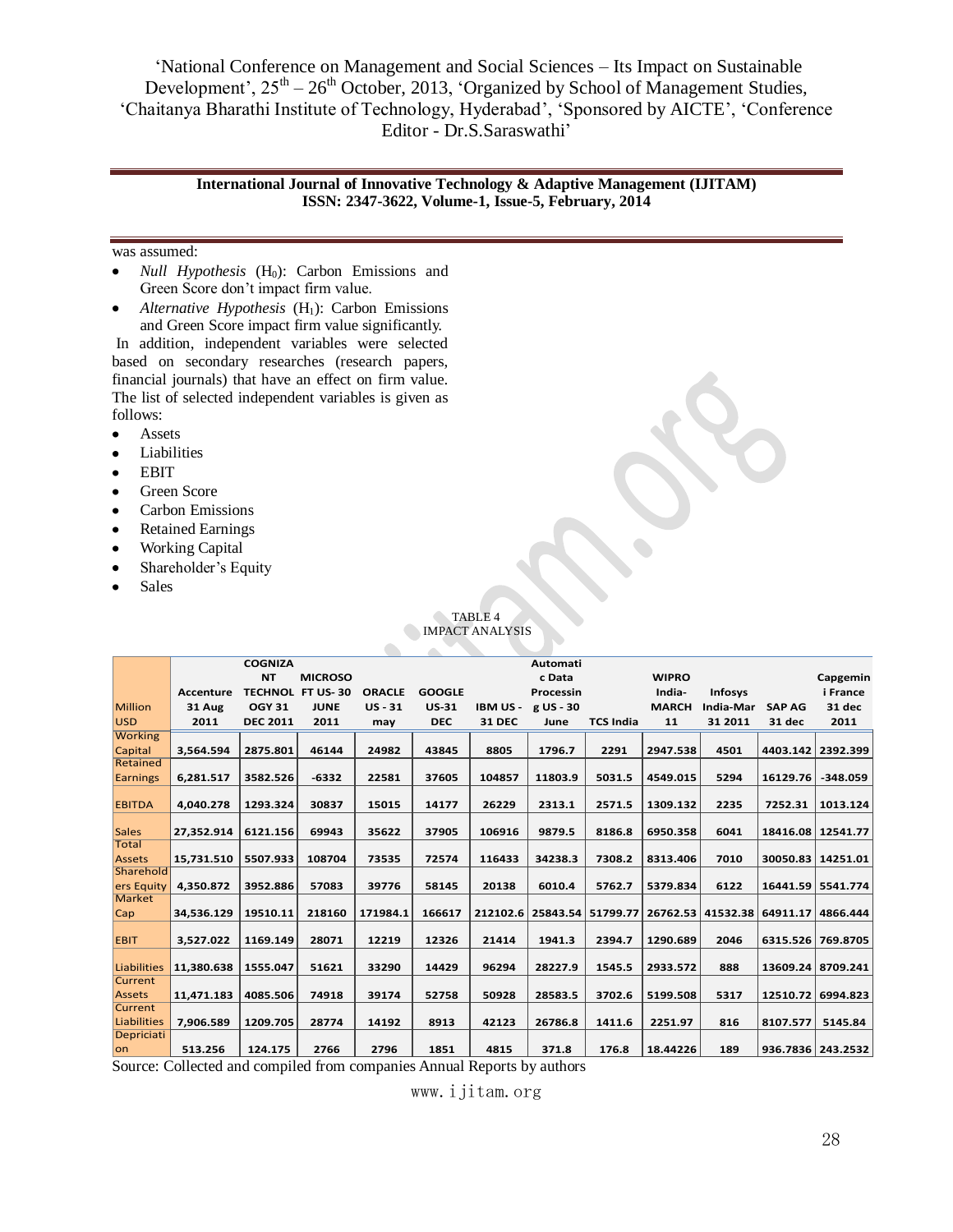was assumed:

- *Null Hypothesis* ($H_0$): Carbon Emissions and Green Score don't impact firm value.
- *Alternative Hypothesis* ($H_1$): Carbon Emissions and Green Score impact firm value significantly.

In addition, independent variables were selected based on secondary researches (research papers, financial journals) that have an effect on firm value. The list of selected independent variables is given as follows:

- Assets
- Liabilities
- EBIT
- Green Score
- Carbon Emissions
- Retained Earnings
- Working Capital
- Shareholder's Equity
- Sales

TABLE 4
IMPACT ANALYSIS

| Million USD | Accenture 31 Aug 2011 | COGNIZANT TECHNOLOGY 31 DEC 2011 | MICROSOFT US- 30 JUNE 2011 | ORACLE US - 31 may | GOOGLE US-31 DEC | IBM US - 31 DEC | Automatic Data Processing US - 30 June | TCS India | WIPRO India-MARCH 11 | Infosys India-Mar 31 2011 | SAP AG 31 dec | Capgemini France 31 dec 2011 |
|---|---|---|---|---|---|---|---|---|---|---|---|---|
| Working Capital | 3,564.594 | 2875.801 | 46144 | 24982 | 43845 | 8805 | 1796.7 | 2291 | 2947.538 | 4501 | 4403.142 | 2392.399 |
| Retained Earnings | 6,281.517 | 3582.526 | -6332 | 22581 | 37605 | 104857 | 11803.9 | 5031.5 | 4549.015 | 5294 | 16129.76 | -348.059 |
| EBITDA | 4,040.278 | 1293.324 | 30837 | 15015 | 14177 | 26229 | 2313.1 | 2571.5 | 1309.132 | 2235 | 7252.31 | 1013.124 |
| Sales | 27,352.914 | 6121.156 | 69943 | 35622 | 37905 | 106916 | 9879.5 | 8186.8 | 6950.358 | 6041 | 18416.08 | 12541.77 |
| Total Assets | 15,731.510 | 5507.933 | 108704 | 73535 | 72574 | 116433 | 34238.3 | 7308.2 | 8313.406 | 7010 | 30050.83 | 14251.01 |
| Shareholders Equity | 4,350.872 | 3952.886 | 57083 | 39776 | 58145 | 20138 | 6010.4 | 5762.7 | 5379.834 | 6122 | 16441.59 | 5541.774 |
| Market Cap | 34,536.129 | 19510.11 | 218160 | 171984.1 | 166617 | 212102.6 | 25843.54 | 51799.77 | 26762.53 | 41532.38 | 64911.17 | 4866.444 |
| EBIT | 3,527.022 | 1169.149 | 28071 | 12219 | 12326 | 21414 | 1941.3 | 2394.7 | 1290.689 | 2046 | 6315.526 | 769.8705 |
| Liabilities | 11,380.638 | 1555.047 | 51621 | 33290 | 14429 | 96294 | 28227.9 | 1545.5 | 2933.572 | 888 | 13609.24 | 8709.241 |
| Current Assets | 11,471.183 | 4085.506 | 74918 | 39174 | 52758 | 50928 | 28583.5 | 3702.6 | 5199.508 | 5317 | 12510.72 | 6994.823 |
| Current Liabilities | 7,906.589 | 1209.705 | 28774 | 14192 | 8913 | 42123 | 26786.8 | 1411.6 | 2251.97 | 816 | 8107.577 | 5145.84 |
| Depriciation | 513.256 | 124.175 | 2766 | 2796 | 1851 | 4815 | 371.8 | 176.8 | 18.44226 | 189 | 936.7836 | 243.2532 |

Source: Collected and compiled from companies Annual Reports by authors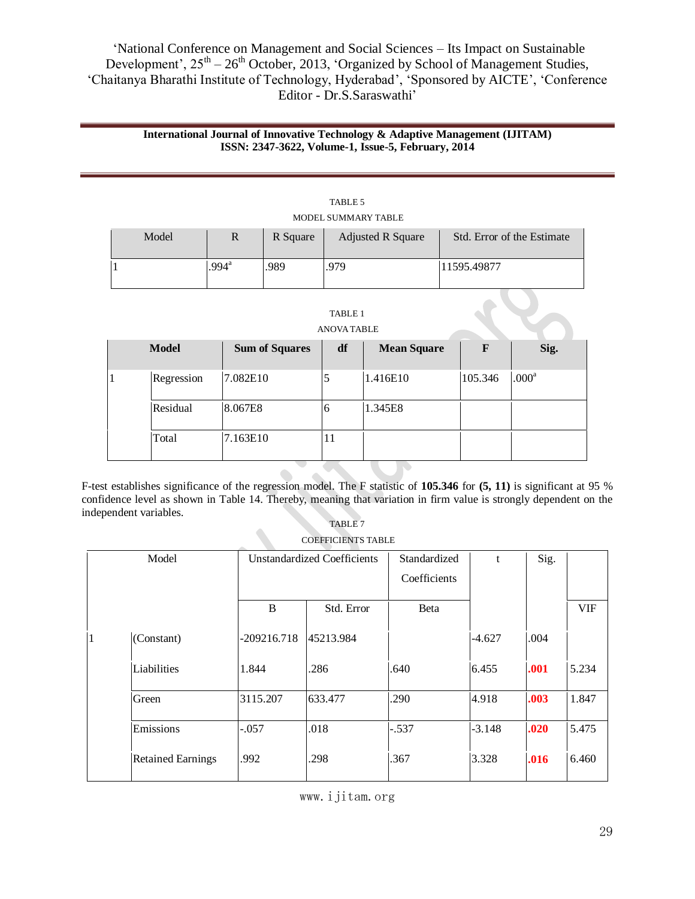TABLE 5

MODEL SUMMARY TABLE

| Model | R | R Square | Adjusted R Square | Std. Error of the Estimate |
|---|---|---|---|---|
| 1 | .994[a] | .989 | .979 | 11595.49877 |

TABLE 1

ANOVA TABLE

| **Model** | | **Sum of Squares** | **df** | **Mean Square** | **F** | **Sig.** |
|---|---|---|---|---|---|---|
| 1 | Regression | 7.082E10 | 5 | 1.416E10 | 105.346 | .000[a] |
| | Residual | 8.067E8 | 6 | 1.345E8 | | |
| | Total | 7.163E10 | 11 | | | |

F-test establishes significance of the regression model. The F statistic of **105.346** for **(5, 11)** is significant at 95 % confidence level as shown in Table 14. Thereby, meaning that variation in firm value is strongly dependent on the independent variables.

TABLE 7

COEFFICIENTS TABLE

| Model | | Unstandardized Coefficients | | Standardized Coefficients | t | Sig. | |
|---|---|---|---|---|---|---|---|
| | | B | Std. Error | Beta | | | VIF |
| 1 | (Constant) | -209216.718 | 45213.984 | | -4.627 | .004 | |
| | Liabilities | 1.844 | .286 | .640 | 6.455 | **.001** | 5.234 |
| | Green | 3115.207 | 633.477 | .290 | 4.918 | **.003** | 1.847 |
| | Emissions | -.057 | .018 | -.537 | -3.148 | **.020** | 5.475 |
| | Retained Earnings | .992 | .298 | .367 | 3.328 | **.016** | 6.460 |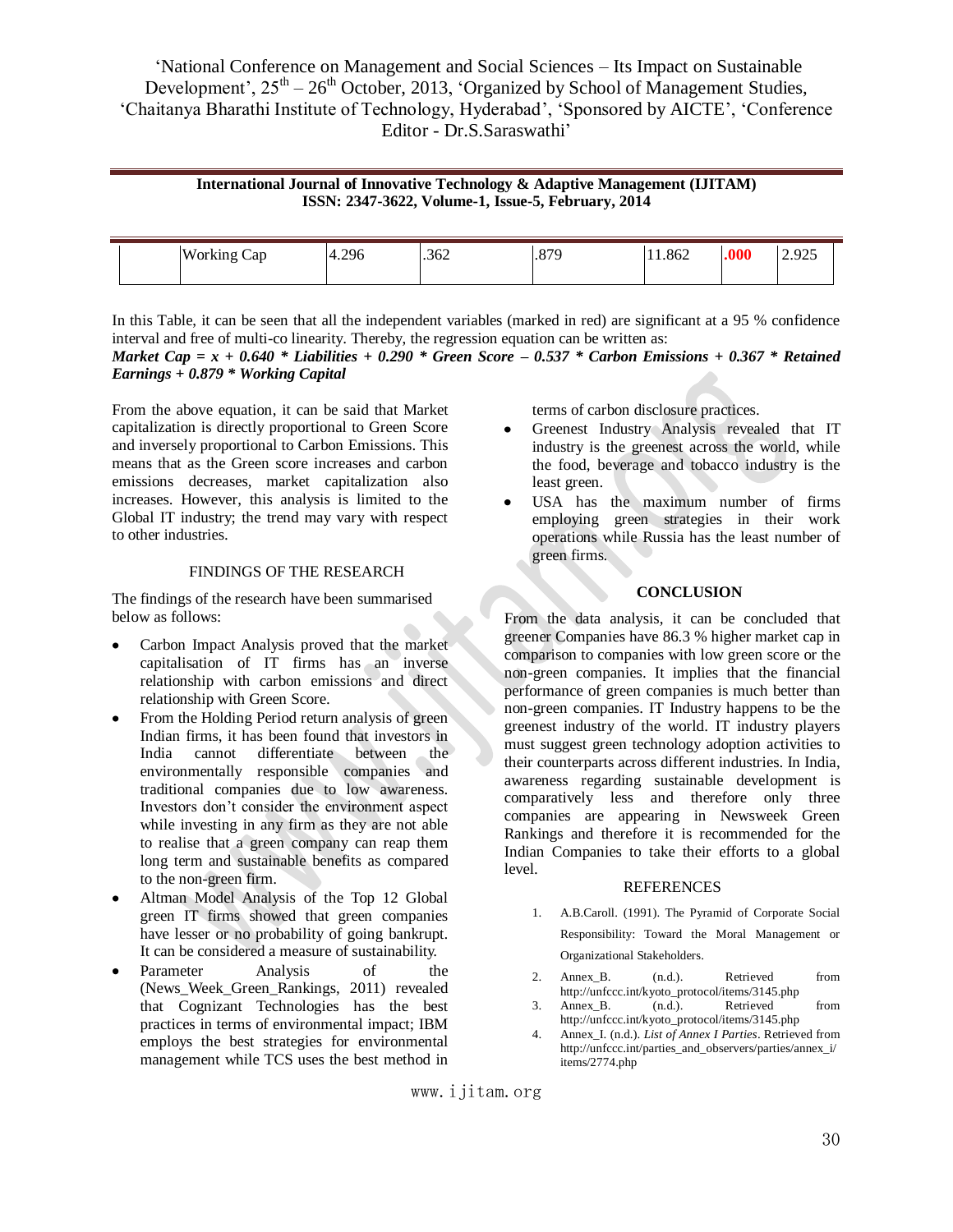|  | Working Cap | 4.296 | .362 | .879 | 11.862 | **.000** | 2.925 |
|---|---|---|---|---|---|---|---|

In this Table, it can be seen that all the independent variables (marked in red) are significant at a 95 % confidence interval and free of multi-co linearity. Thereby, the regression equation can be written as:

***Market Cap = x + 0.640 * Liabilities + 0.290 * Green Score – 0.537 * Carbon Emissions + 0.367 * Retained Earnings + 0.879 * Working Capital***

From the above equation, it can be said that Market capitalization is directly proportional to Green Score and inversely proportional to Carbon Emissions. This means that as the Green score increases and carbon emissions decreases, market capitalization also increases. However, this analysis is limited to the Global IT industry; the trend may vary with respect to other industries.

## FINDINGS OF THE RESEARCH

The findings of the research have been summarised below as follows:

- Carbon Impact Analysis proved that the market capitalisation of IT firms has an inverse relationship with carbon emissions and direct relationship with Green Score.
- From the Holding Period return analysis of green Indian firms, it has been found that investors in India cannot differentiate between the environmentally responsible companies and traditional companies due to low awareness. Investors don't consider the environment aspect while investing in any firm as they are not able to realise that a green company can reap them long term and sustainable benefits as compared to the non-green firm.
- Altman Model Analysis of the Top 12 Global green IT firms showed that green companies have lesser or no probability of going bankrupt. It can be considered a measure of sustainability.
- Parameter Analysis of the (News_Week_Green_Rankings, 2011) revealed that Cognizant Technologies has the best practices in terms of environmental impact; IBM employs the best strategies for environmental management while TCS uses the best method in terms of carbon disclosure practices.
- Greenest Industry Analysis revealed that IT industry is the greenest across the world, while the food, beverage and tobacco industry is the least green.
- USA has the maximum number of firms employing green strategies in their work operations while Russia has the least number of green firms.

## CONCLUSION

From the data analysis, it can be concluded that greener Companies have 86.3 % higher market cap in comparison to companies with low green score or the non-green companies. It implies that the financial performance of green companies is much better than non-green companies. IT Industry happens to be the greenest industry of the world. IT industry players must suggest green technology adoption activities to their counterparts across different industries. In India, awareness regarding sustainable development is comparatively less and therefore only three companies are appearing in Newsweek Green Rankings and therefore it is recommended for the Indian Companies to take their efforts to a global level.

## REFERENCES

1. A.B.Caroll. (1991). The Pyramid of Corporate Social Responsibility: Toward the Moral Management or Organizational Stakeholders.
2. Annex_B. (n.d.). Retrieved from http://unfccc.int/kyoto_protocol/items/3145.php
3. Annex_B. (n.d.). Retrieved from http://unfccc.int/kyoto_protocol/items/3145.php
4. Annex_I. (n.d.). *List of Annex I Parties*. Retrieved from http://unfccc.int/parties_and_observers/parties/annex_i/items/2774.php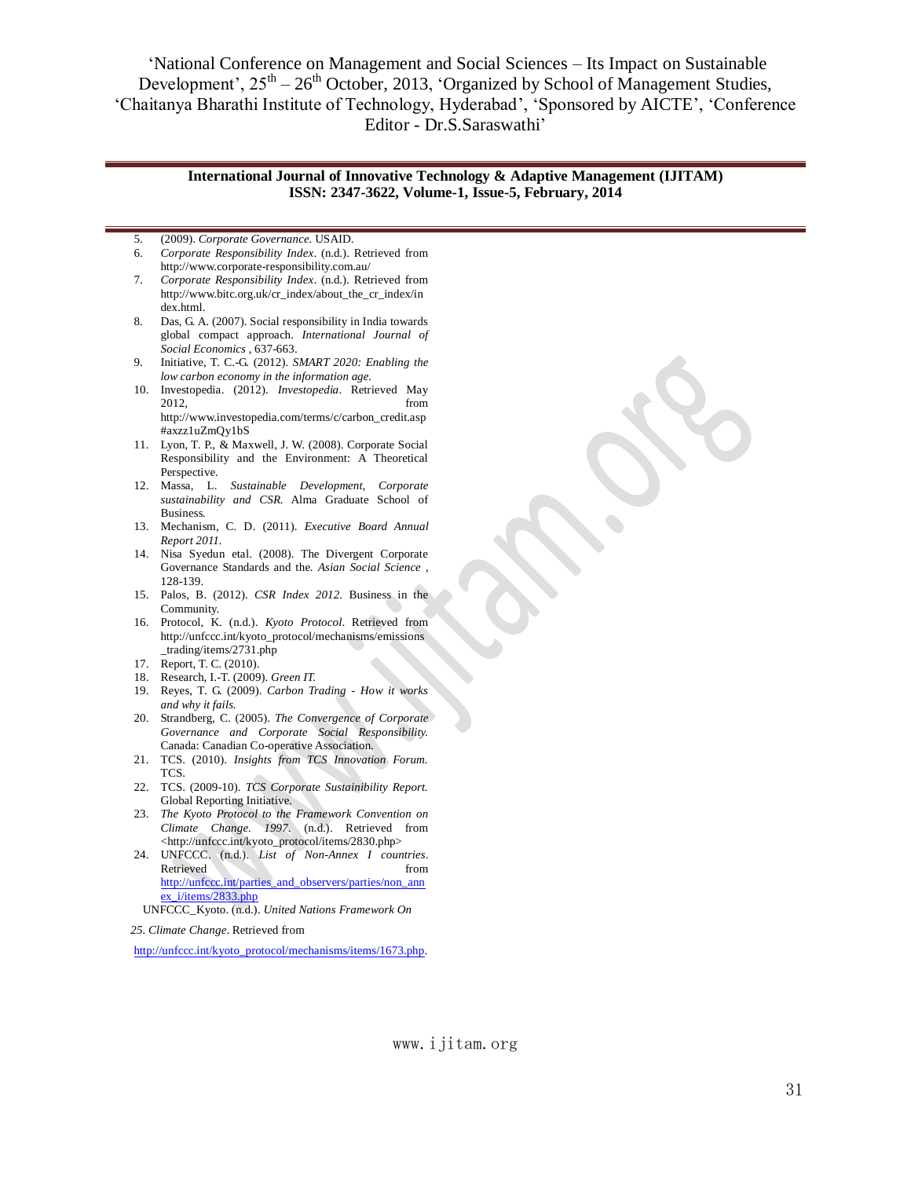5. (2009). *Corporate Governance.* USAID.
6. *Corporate Responsibility Index*. (n.d.). Retrieved from http://www.corporate-responsibility.com.au/
7. *Corporate Responsibility Index*. (n.d.). Retrieved from http://www.bitc.org.uk/cr_index/about_the_cr_index/index.html.
8. Das, G. A. (2007). Social responsibility in India towards global compact approach. *International Journal of Social Economics* , 637-663.
9. Initiative, T. C.-G. (2012). *SMART 2020: Enabling the low carbon economy in the information age.*
10. Investopedia. (2012). *Investopedia*. Retrieved May 2012, from http://www.investopedia.com/terms/c/carbon_credit.asp#axzz1uZmQy1bS
11. Lyon, T. P., & Maxwell, J. W. (2008). Corporate Social Responsibility and the Environment: A Theoretical Perspective.
12. Massa, L. *Sustainable Development, Corporate sustainability and CSR.* Alma Graduate School of Business.
13. Mechanism, C. D. (2011). *Executive Board Annual Report 2011.*
14. Nisa Syedun etal. (2008). The Divergent Corporate Governance Standards and the. *Asian Social Science* , 128-139.
15. Palos, B. (2012). *CSR Index 2012.* Business in the Community.
16. Protocol, K. (n.d.). *Kyoto Protocol*. Retrieved from http://unfccc.int/kyoto_protocol/mechanisms/emissions_trading/items/2731.php
17. Report, T. C. (2010).
18. Research, I.-T. (2009). *Green IT.*
19. Reyes, T. G. (2009). *Carbon Trading - How it works and why it fails.*
20. Strandberg, C. (2005). *The Convergence of Corporate Governance and Corporate Social Responsibility.* Canada: Canadian Co-operative Association.
21. TCS. (2010). *Insights from TCS Innovation Forum.* TCS.
22. TCS. (2009-10). *TCS Corporate Sustainibility Report.* Global Reporting Initiative.
23. *The Kyoto Protocol to the Framework Convention on Climate Change. 1997.* (n.d.). Retrieved from <http://unfccc.int/kyoto_protocol/items/2830.php>
24. UNFCCC. (n.d.). *List of Non-Annex I countries*. Retrieved from http://unfccc.int/parties_and_observers/parties/non_annex_i/items/2833.php

UNFCCC_Kyoto. (n.d.). *United Nations Framework On*

*25. Climate Change*. Retrieved from

http://unfccc.int/kyoto_protocol/mechanisms/items/1673.php.